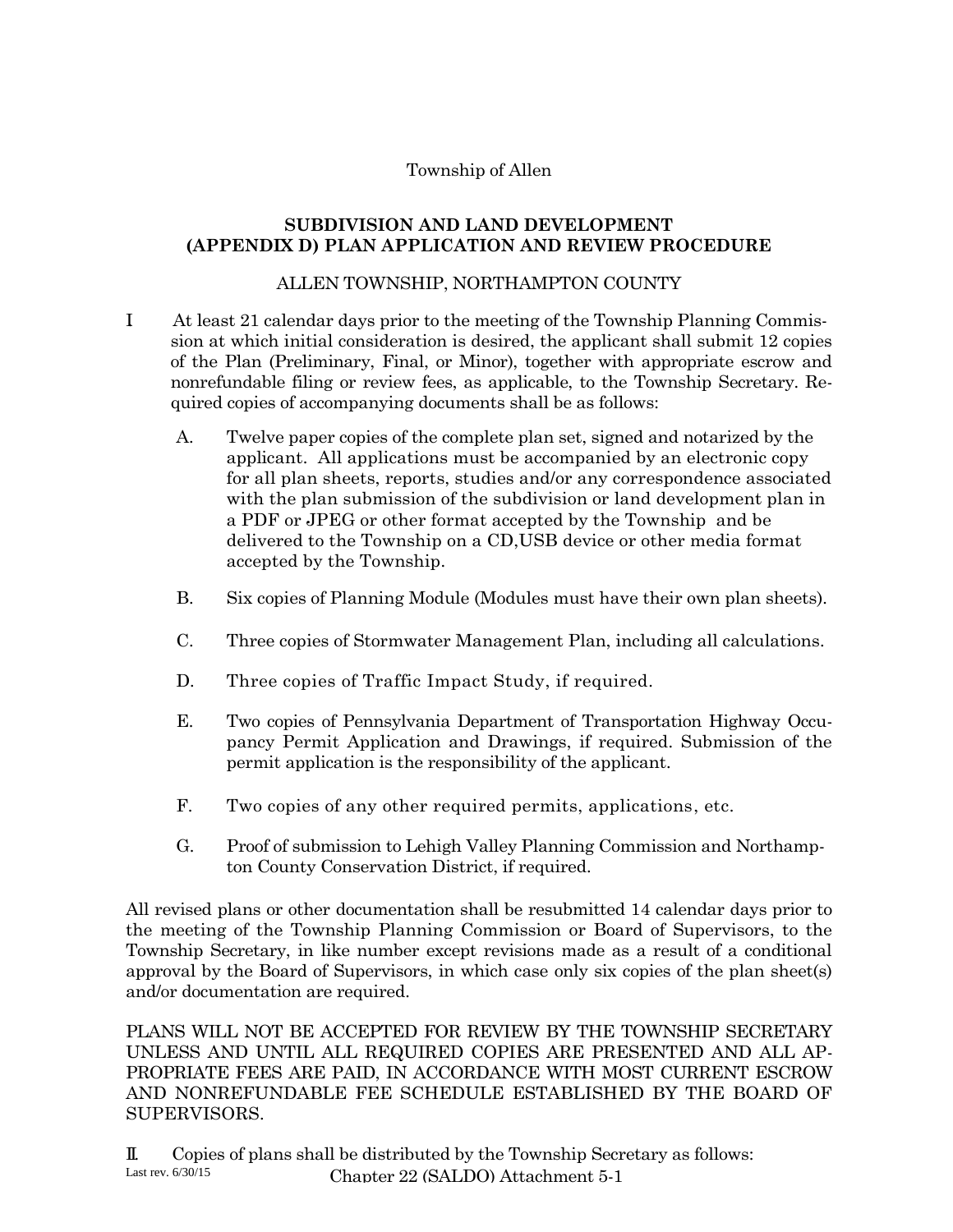Township of Allen

**SUBDIVISION AND LAND DEVELOPMENT (APPENDIX D) PLAN APPLICATION AND REVIEW PROCEDURE**

ALLEN TOWNSHIP, NORTHAMPTON COUNTY

I At least 21 calendar days prior to the meeting of the Township Planning Commission at which initial consideration is desired, the applicant shall submit 12 copies of the Plan (Preliminary, Final, or Minor), together with appropriate escrow and nonrefundable filing or review fees, as applicable, to the Township Secretary. Required copies of accompanying documents shall be as follows:

A. Twelve paper copies of the complete plan set, signed and notarized by the applicant. All applications must be accompanied by an electronic copy for all plan sheets, reports, studies and/or any correspondence associated with the plan submission of the subdivision or land development plan in a PDF or JPEG or other format accepted by the Township and be delivered to the Township on a CD,USB device or other media format accepted by the Township.

B. Six copies of Planning Module (Modules must have their own plan sheets).

C. Three copies of Stormwater Management Plan, including all calculations.

D. Three copies of Traffic Impact Study, if required.

E. Two copies of Pennsylvania Department of Transportation Highway Occupancy Permit Application and Drawings, if required. Submission of the permit application is the responsibility of the applicant.

F. Two copies of any other required permits, applications, etc.

G. Proof of submission to Lehigh Valley Planning Commission and Northampton County Conservation District, if required.

All revised plans or other documentation shall be resubmitted 14 calendar days prior to the meeting of the Township Planning Commission or Board of Supervisors, to the Township Secretary, in like number except revisions made as a result of a conditional approval by the Board of Supervisors, in which case only six copies of the plan sheet(s) and/or documentation are required.

PLANS WILL NOT BE ACCEPTED FOR REVIEW BY THE TOWNSHIP SECRETARY UNLESS AND UNTIL ALL REQUIRED COPIES ARE PRESENTED AND ALL APPROPRIATE FEES ARE PAID, IN ACCORDANCE WITH MOST CURRENT ESCROW AND NONREFUNDABLE FEE SCHEDULE ESTABLISHED BY THE BOARD OF SUPERVISORS.

II. Copies of plans shall be distributed by the Township Secretary as follows: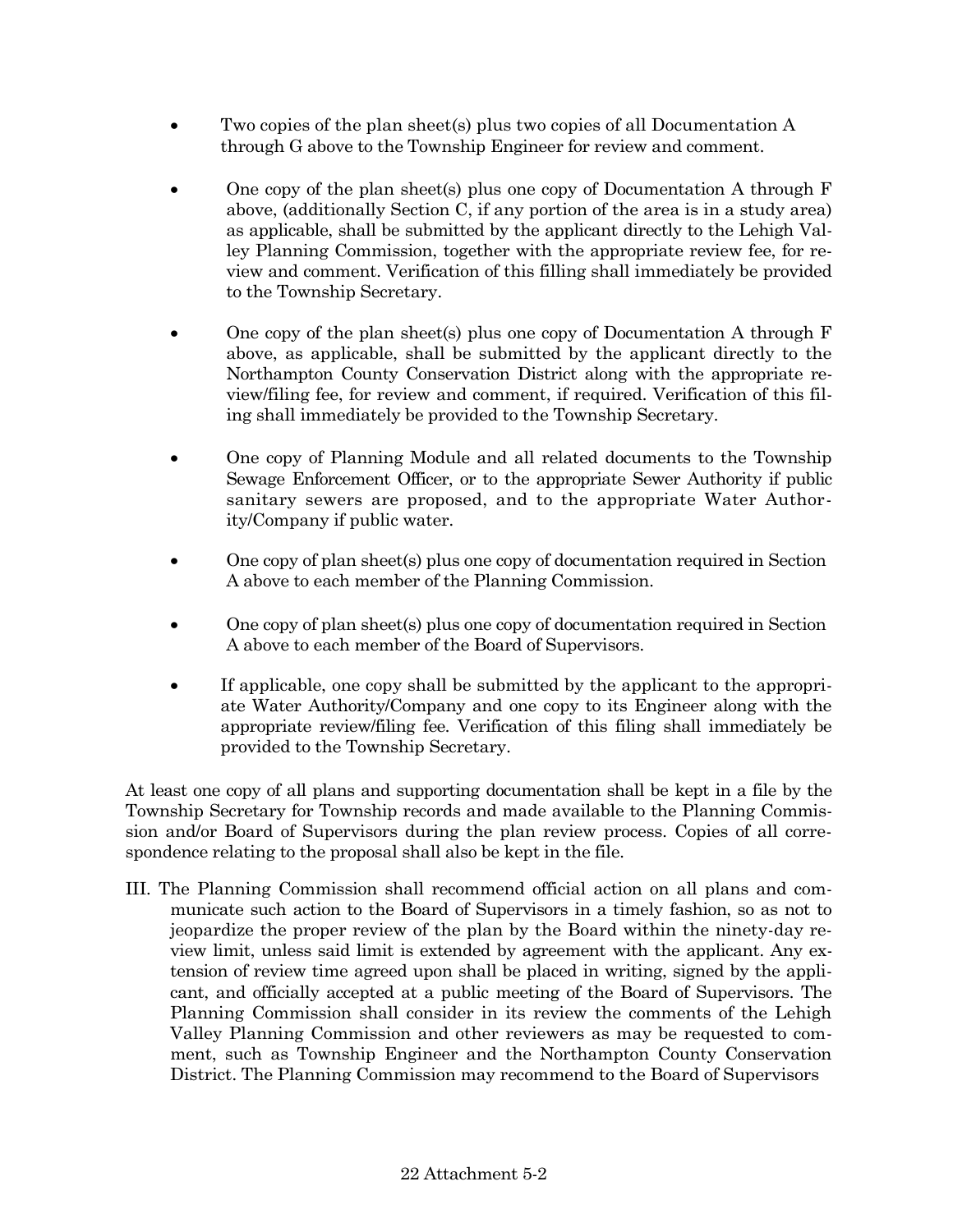- Two copies of the plan sheet(s) plus two copies of all Documentation A through G above to the Township Engineer for review and comment.

- One copy of the plan sheet(s) plus one copy of Documentation A through F above, (additionally Section C, if any portion of the area is in a study area) as applicable, shall be submitted by the applicant directly to the Lehigh Valley Planning Commission, together with the appropriate review fee, for review and comment. Verification of this filling shall immediately be provided to the Township Secretary.

- One copy of the plan sheet(s) plus one copy of Documentation A through F above, as applicable, shall be submitted by the applicant directly to the Northampton County Conservation District along with the appropriate review/filing fee, for review and comment, if required. Verification of this filing shall immediately be provided to the Township Secretary.

- One copy of Planning Module and all related documents to the Township Sewage Enforcement Officer, or to the appropriate Sewer Authority if public sanitary sewers are proposed, and to the appropriate Water Authority/Company if public water.

- One copy of plan sheet(s) plus one copy of documentation required in Section A above to each member of the Planning Commission.

- One copy of plan sheet(s) plus one copy of documentation required in Section A above to each member of the Board of Supervisors.

- If applicable, one copy shall be submitted by the applicant to the appropriate Water Authority/Company and one copy to its Engineer along with the appropriate review/filing fee. Verification of this filing shall immediately be provided to the Township Secretary.

At least one copy of all plans and supporting documentation shall be kept in a file by the Township Secretary for Township records and made available to the Planning Commission and/or Board of Supervisors during the plan review process. Copies of all correspondence relating to the proposal shall also be kept in the file.

III. The Planning Commission shall recommend official action on all plans and communicate such action to the Board of Supervisors in a timely fashion, so as not to jeopardize the proper review of the plan by the Board within the ninety-day review limit, unless said limit is extended by agreement with the applicant. Any extension of review time agreed upon shall be placed in writing, signed by the applicant, and officially accepted at a public meeting of the Board of Supervisors. The Planning Commission shall consider in its review the comments of the Lehigh Valley Planning Commission and other reviewers as may be requested to comment, such as Township Engineer and the Northampton County Conservation District. The Planning Commission may recommend to the Board of Supervisors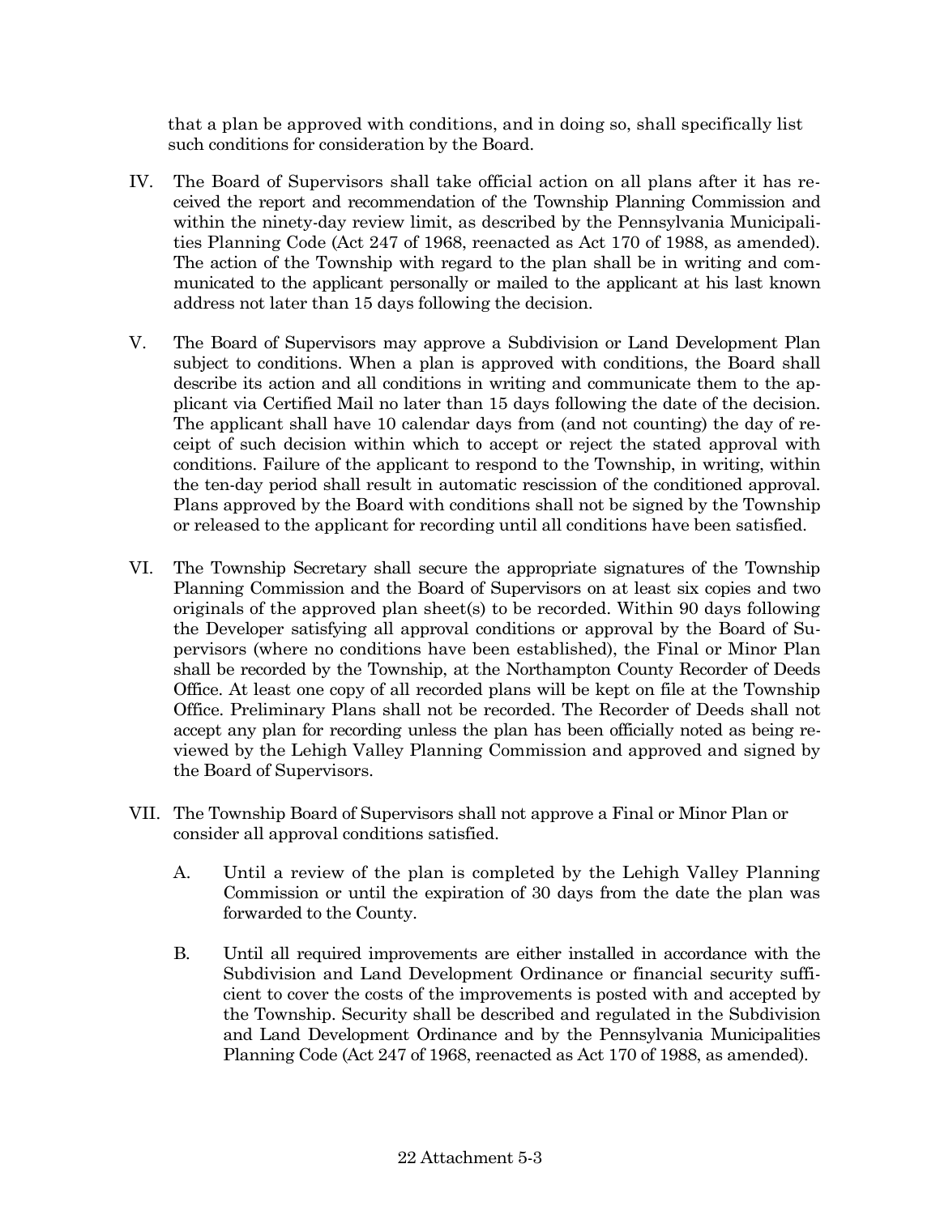that a plan be approved with conditions, and in doing so, shall specifically list such conditions for consideration by the Board.

IV. The Board of Supervisors shall take official action on all plans after it has received the report and recommendation of the Township Planning Commission and within the ninety-day review limit, as described by the Pennsylvania Municipalities Planning Code (Act 247 of 1968, reenacted as Act 170 of 1988, as amended). The action of the Township with regard to the plan shall be in writing and communicated to the applicant personally or mailed to the applicant at his last known address not later than 15 days following the decision.

V. The Board of Supervisors may approve a Subdivision or Land Development Plan subject to conditions. When a plan is approved with conditions, the Board shall describe its action and all conditions in writing and communicate them to the applicant via Certified Mail no later than 15 days following the date of the decision. The applicant shall have 10 calendar days from (and not counting) the day of receipt of such decision within which to accept or reject the stated approval with conditions. Failure of the applicant to respond to the Township, in writing, within the ten-day period shall result in automatic rescission of the conditioned approval. Plans approved by the Board with conditions shall not be signed by the Township or released to the applicant for recording until all conditions have been satisfied.

VI. The Township Secretary shall secure the appropriate signatures of the Township Planning Commission and the Board of Supervisors on at least six copies and two originals of the approved plan sheet(s) to be recorded. Within 90 days following the Developer satisfying all approval conditions or approval by the Board of Supervisors (where no conditions have been established), the Final or Minor Plan shall be recorded by the Township, at the Northampton County Recorder of Deeds Office. At least one copy of all recorded plans will be kept on file at the Township Office. Preliminary Plans shall not be recorded. The Recorder of Deeds shall not accept any plan for recording unless the plan has been officially noted as being reviewed by the Lehigh Valley Planning Commission and approved and signed by the Board of Supervisors.

VII. The Township Board of Supervisors shall not approve a Final or Minor Plan or consider all approval conditions satisfied.

   A. Until a review of the plan is completed by the Lehigh Valley Planning Commission or until the expiration of 30 days from the date the plan was forwarded to the County.

   B. Until all required improvements are either installed in accordance with the Subdivision and Land Development Ordinance or financial security sufficient to cover the costs of the improvements is posted with and accepted by the Township. Security shall be described and regulated in the Subdivision and Land Development Ordinance and by the Pennsylvania Municipalities Planning Code (Act 247 of 1968, reenacted as Act 170 of 1988, as amended).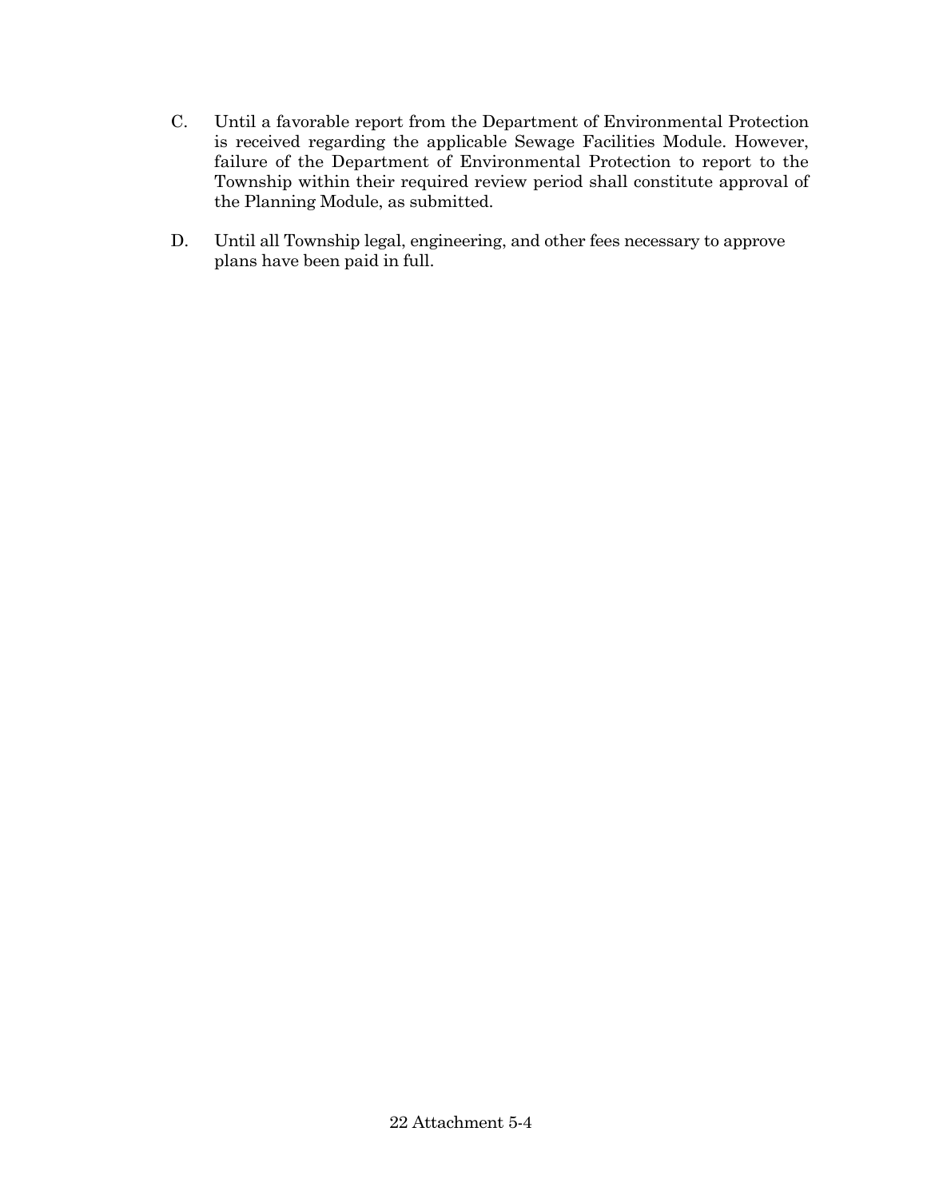C. Until a favorable report from the Department of Environmental Protection is received regarding the applicable Sewage Facilities Module. However, failure of the Department of Environmental Protection to report to the Township within their required review period shall constitute approval of the Planning Module, as submitted.

D. Until all Township legal, engineering, and other fees necessary to approve plans have been paid in full.